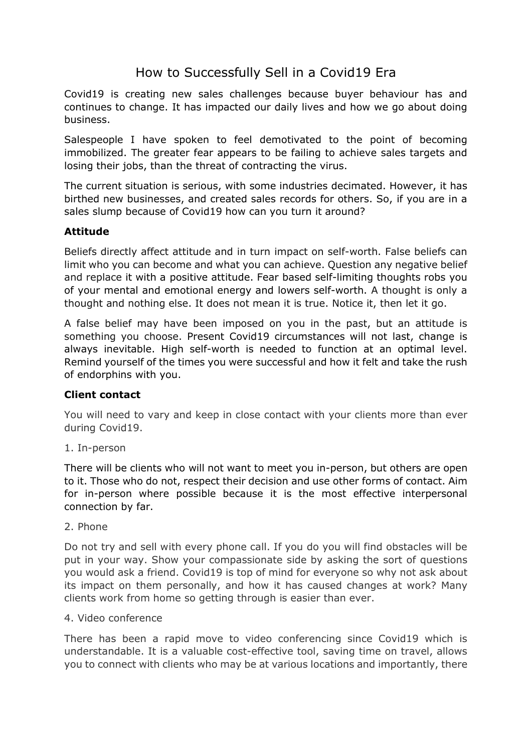# How to Successfully Sell in a Covid19 Era

Covid19 is creating new sales challenges because buyer behaviour has and continues to change. It has impacted our daily lives and how we go about doing business.

Salespeople I have spoken to feel demotivated to the point of becoming immobilized. The greater fear appears to be failing to achieve sales targets and losing their jobs, than the threat of contracting the virus.

The current situation is serious, with some industries decimated. However, it has birthed new businesses, and created sales records for others. So, if you are in a sales slump because of Covid19 how can you turn it around?

**Attitude**

Beliefs directly affect attitude and in turn impact on self-worth. False beliefs can limit who you can become and what you can achieve. Question any negative belief and replace it with a positive attitude. Fear based self-limiting thoughts robs you of your mental and emotional energy and lowers self-worth. A thought is only a thought and nothing else. It does not mean it is true. Notice it, then let it go.

A false belief may have been imposed on you in the past, but an attitude is something you choose. Present Covid19 circumstances will not last, change is always inevitable. High self-worth is needed to function at an optimal level. Remind yourself of the times you were successful and how it felt and take the rush of endorphins with you.

**Client contact**

You will need to vary and keep in close contact with your clients more than ever during Covid19.

1. In-person

There will be clients who will not want to meet you in-person, but others are open to it. Those who do not, respect their decision and use other forms of contact. Aim for in-person where possible because it is the most effective interpersonal connection by far.

2. Phone

Do not try and sell with every phone call. If you do you will find obstacles will be put in your way. Show your compassionate side by asking the sort of questions you would ask a friend. Covid19 is top of mind for everyone so why not ask about its impact on them personally, and how it has caused changes at work? Many clients work from home so getting through is easier than ever.

4. Video conference

There has been a rapid move to video conferencing since Covid19 which is understandable. It is a valuable cost-effective tool, saving time on travel, allows you to connect with clients who may be at various locations and importantly, there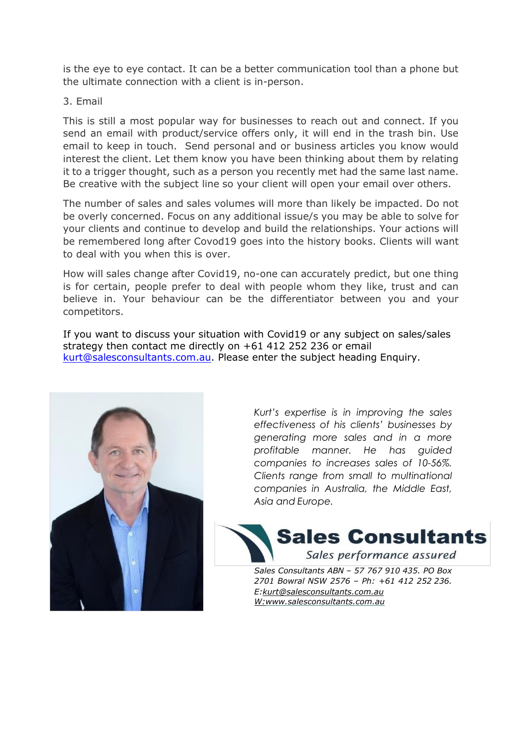is the eye to eye contact. It can be a better communication tool than a phone but the ultimate connection with a client is in-person.

3. Email

This is still a most popular way for businesses to reach out and connect. If you send an email with product/service offers only, it will end in the trash bin. Use email to keep in touch. Send personal and or business articles you know would interest the client. Let them know you have been thinking about them by relating it to a trigger thought, such as a person you recently met had the same last name. Be creative with the subject line so your client will open your email over others.

The number of sales and sales volumes will more than likely be impacted. Do not be overly concerned. Focus on any additional issue/s you may be able to solve for your clients and continue to develop and build the relationships. Your actions will be remembered long after Covod19 goes into the history books. Clients will want to deal with you when this is over.

How will sales change after Covid19, no-one can accurately predict, but one thing is for certain, people prefer to deal with people whom they like, trust and can believe in. Your behaviour can be the differentiator between you and your competitors.

If you want to discuss your situation with Covid19 or any subject on sales/sales strategy then contact me directly on +61 412 252 236 or email kurt@salesconsultants.com.au. Please enter the subject heading Enquiry.

*Kurt's expertise is in improving the sales effectiveness of his clients' businesses by generating more sales and in a more profitable manner. He has guided companies to increases sales of 10-56%. Clients range from small to multinational companies in Australia, the Middle East, Asia and Europe.*

**Sales Consultants**
*Sales performance assured*

*Sales Consultants ABN – 57 767 910 435. PO Box 2701 Bowral NSW 2576 – Ph: +61 412 252 236.*
*E:kurt@salesconsultants.com.au*
*W:www.salesconsultants.com.au*